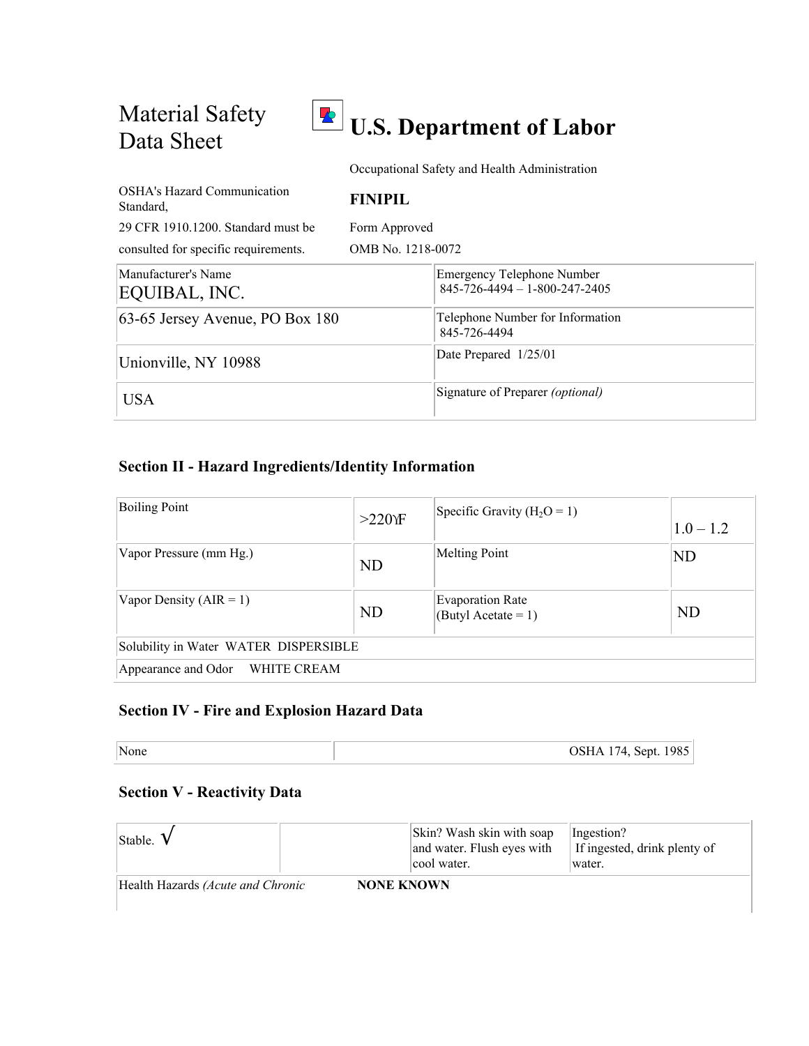# Material Safety Data Sheet

# U.S. Department of Labor

Occupational Safety and Health Administration

OSHA's Hazard Communication Standard,

29 CFR 1910.1200. Standard must be consulted for specific requirements.

**FINIPIL**

Form Approved

OMB No. 1218-0072

| Manufacturer's Name<br>EQUIBAL, INC. | Emergency Telephone Number<br>845-726-4494 – 1-800-247-2405 |
|---|---|
| 63-65 Jersey Avenue, PO Box 180 | Telephone Number for Information<br>845-726-4494 |
| Unionville, NY 10988 | Date Prepared 1/25/01 |
| USA | Signature of Preparer *(optional)* |

### Section II - Hazard Ingredients/Identity Information

| Boiling Point | >220ΥF | Specific Gravity ($H_2O$ = 1) | 1.0 – 1.2 |
|---|---|---|---|
| Vapor Pressure (mm Hg.) | ND | Melting Point | ND |
| Vapor Density (AIR = 1) | ND | Evaporation Rate (Butyl Acetate = 1) | ND |
| Solubility in Water WATER DISPERSIBLE | | | |
| Appearance and Odor WHITE CREAM | | | |

### Section IV - Fire and Explosion Hazard Data

| None | OSHA 174, Sept. 1985 |
|---|---|

### Section V - Reactivity Data

| Stable. √ | | Skin? Wash skin with soap and water. Flush eyes with cool water. | Ingestion? If ingested, drink plenty of water. |
|---|---|---|---|
| Health Hazards *(Acute and Chronic* | **NONE KNOWN** | | |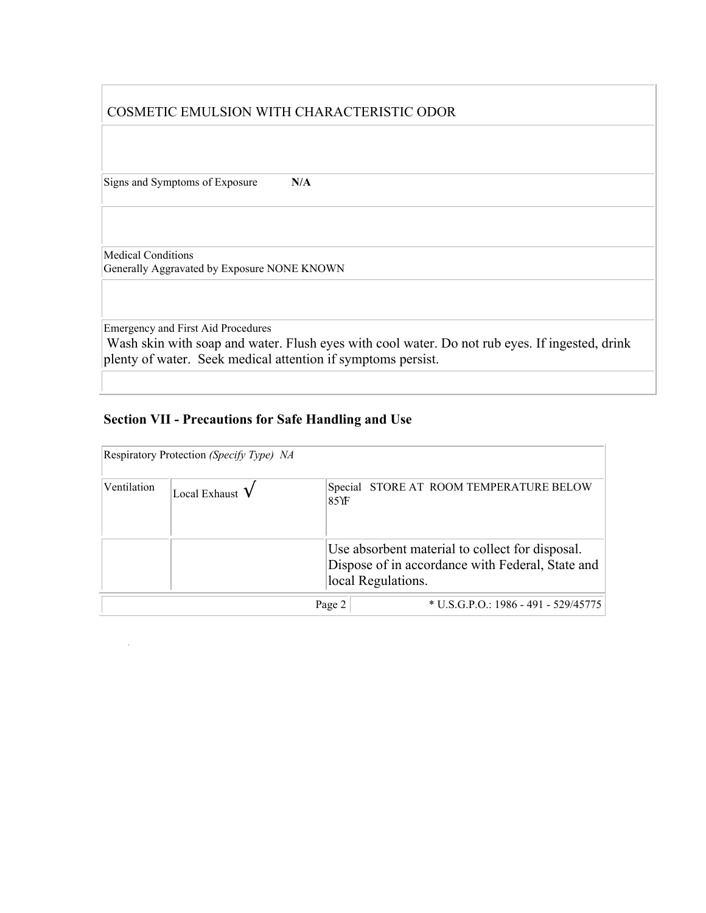COSMETIC EMULSION WITH CHARACTERISTIC ODOR

Signs and Symptoms of Exposure **N/A**

Medical Conditions
Generally Aggravated by Exposure NONE KNOWN

Emergency and First Aid Procedures
Wash skin with soap and water. Flush eyes with cool water. Do not rub eyes. If ingested, drink plenty of water. Seek medical attention if symptoms persist.

### Section VII - Precautions for Safe Handling and Use

| | | |
|---|---|---|
| Respiratory Protection *(Specify Type)* *NA* | | |
| Ventilation | Local Exhaust √ | Special STORE AT ROOM TEMPERATURE BELOW 85ΥF |
| | | Use absorbent material to collect for disposal. Dispose of in accordance with Federal, State and local Regulations. |

* U.S.G.P.O.: 1986 - 491 - 529/45775